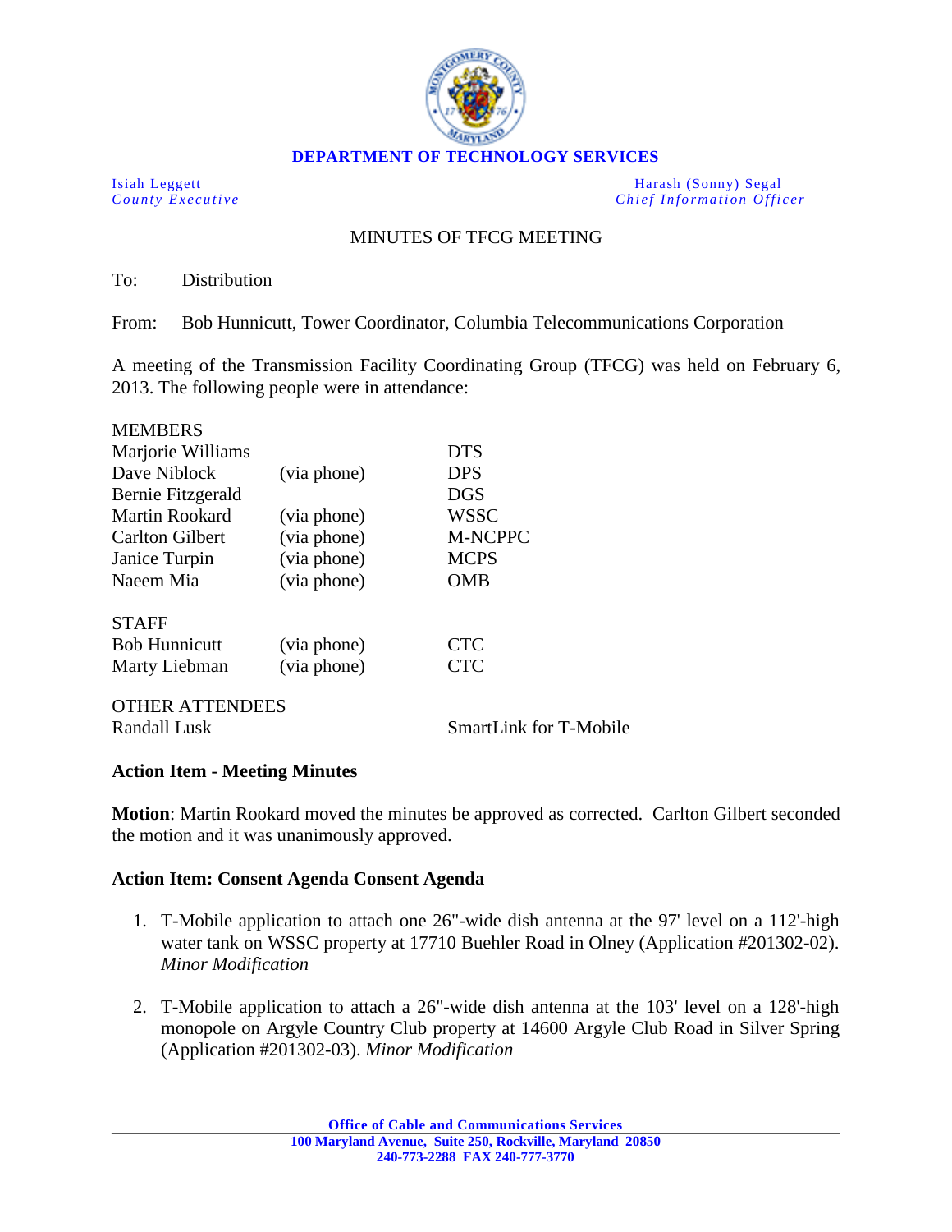**DEPARTMENT OF TECHNOLOGY SERVICES**

Isiah Leggett
*County Executive*

Harash (Sonny) Segal
*Chief Information Officer*

MINUTES OF TFCG MEETING

To: Distribution

From: Bob Hunnicutt, Tower Coordinator, Columbia Telecommunications Corporation

A meeting of the Transmission Facility Coordinating Group (TFCG) was held on February 6, 2013. The following people were in attendance:

| MEMBERS | | |
|---|---|---|
| Marjorie Williams | | DTS |
| Dave Niblock | (via phone) | DPS |
| Bernie Fitzgerald | | DGS |
| Martin Rookard | (via phone) | WSSC |
| Carlton Gilbert | (via phone) | M-NCPPC |
| Janice Turpin | (via phone) | MCPS |
| Naeem Mia | (via phone) | OMB |
| **STAFF** | | |
| Bob Hunnicutt | (via phone) | CTC |
| Marty Liebman | (via phone) | CTC |
| **OTHER ATTENDEES** | | |
| Randall Lusk | | SmartLink for T-Mobile |

**Action Item - Meeting Minutes**

**Motion**: Martin Rookard moved the minutes be approved as corrected. Carlton Gilbert seconded the motion and it was unanimously approved.

**Action Item: Consent Agenda Consent Agenda**

1. T-Mobile application to attach one 26"-wide dish antenna at the 97' level on a 112'-high water tank on WSSC property at 17710 Buehler Road in Olney (Application #201302-02). *Minor Modification*

2. T-Mobile application to attach a 26"-wide dish antenna at the 103' level on a 128'-high monopole on Argyle Country Club property at 14600 Argyle Club Road in Silver Spring (Application #201302-03). *Minor Modification*

**Office of Cable and Communications Services**
**100 Maryland Avenue, Suite 250, Rockville, Maryland 20850**
**240-773-2288 FAX 240-777-3770**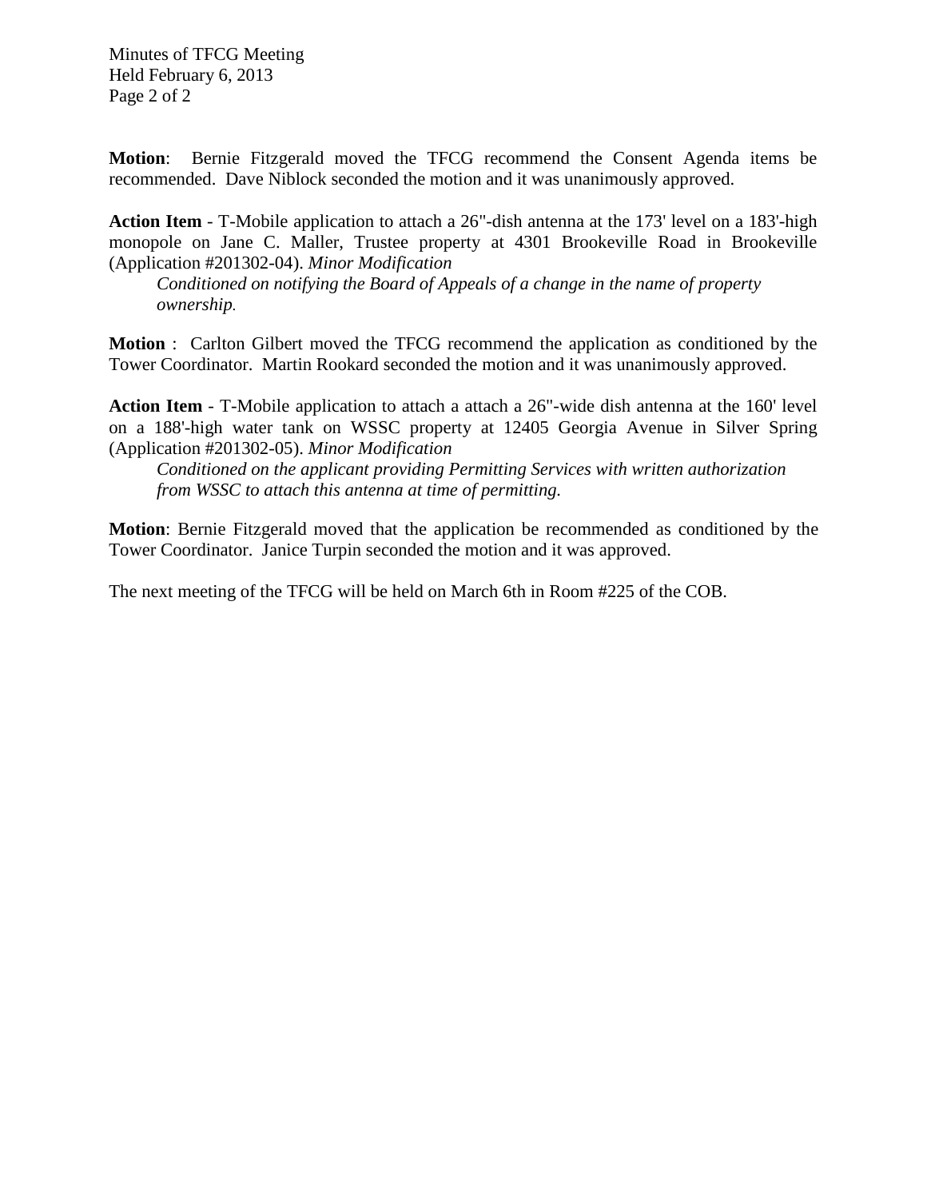**Motion**: Bernie Fitzgerald moved the TFCG recommend the Consent Agenda items be recommended. Dave Niblock seconded the motion and it was unanimously approved.

**Action Item** - T-Mobile application to attach a 26"-dish antenna at the 173' level on a 183'-high monopole on Jane C. Maller, Trustee property at 4301 Brookeville Road in Brookeville (Application #201302-04). *Minor Modification*

> *Conditioned on notifying the Board of Appeals of a change in the name of property ownership.*

**Motion** : Carlton Gilbert moved the TFCG recommend the application as conditioned by the Tower Coordinator. Martin Rookard seconded the motion and it was unanimously approved.

**Action Item** - T-Mobile application to attach a attach a 26"-wide dish antenna at the 160' level on a 188'-high water tank on WSSC property at 12405 Georgia Avenue in Silver Spring (Application #201302-05). *Minor Modification*

> *Conditioned on the applicant providing Permitting Services with written authorization from WSSC to attach this antenna at time of permitting.*

**Motion**: Bernie Fitzgerald moved that the application be recommended as conditioned by the Tower Coordinator. Janice Turpin seconded the motion and it was approved.

The next meeting of the TFCG will be held on March 6th in Room #225 of the COB.